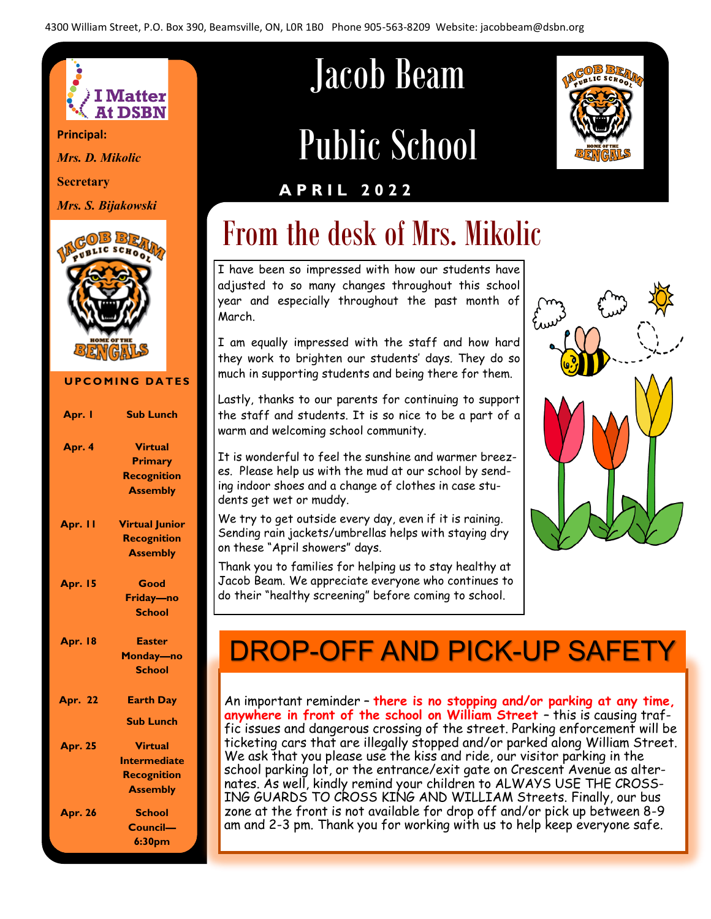4300 William Street, P.O. Box 390, Beamsville, ON, L0R 1B0 Phone 905-563-8209 Website: jacobbeam@dsbn.org

# Jacob Beam Public School

**APRIL 2022**

I Matter At DSBN

**Principal:**

***Mrs. D. Mikolic***

**Secretary**

***Mrs. S. Bijakowski***

Jacob Beam Public School — Home of the Bengals

## UPCOMING DATES

| Date | Event |
|---|---|
| Apr. 1 | Sub Lunch |
| Apr. 4 | Virtual Primary Recognition Assembly |
| Apr. 11 | Virtual Junior Recognition Assembly |
| Apr. 15 | Good Friday—no School |
| Apr. 18 | Easter Monday—no School |
| Apr. 22 | Earth Day<br>Sub Lunch |
| Apr. 25 | Virtual Intermediate Recognition Assembly |
| Apr. 26 | School Council—6:30pm |

## From the desk of Mrs. Mikolic

I have been so impressed with how our students have adjusted to so many changes throughout this school year and especially throughout the past month of March.

I am equally impressed with the staff and how hard they work to brighten our students' days. They do so much in supporting students and being there for them.

Lastly, thanks to our parents for continuing to support the staff and students. It is so nice to be a part of a warm and welcoming school community.

It is wonderful to feel the sunshine and warmer breezes. Please help us with the mud at our school by sending indoor shoes and a change of clothes in case students get wet or muddy.

We try to get outside every day, even if it is raining. Sending rain jackets/umbrellas helps with staying dry on these "April showers" days.

Thank you to families for helping us to stay healthy at Jacob Beam. We appreciate everyone who continues to do their "healthy screening" before coming to school.

## DROP-OFF AND PICK-UP SAFETY

An important reminder – **there is no stopping and/or parking at any time, anywhere in front of the school on William Street** – this is causing traffic issues and dangerous crossing of the street. Parking enforcement will be ticketing cars that are illegally stopped and/or parked along William Street. We ask that you please use the kiss and ride, our visitor parking in the school parking lot, or the entrance/exit gate on Crescent Avenue as alternates. As well, kindly remind your children to ALWAYS USE THE CROSSING GUARDS TO CROSS KING AND WILLIAM Streets. Finally, our bus zone at the front is not available for drop off and/or pick up between 8-9 am and 2-3 pm. Thank you for working with us to help keep everyone safe.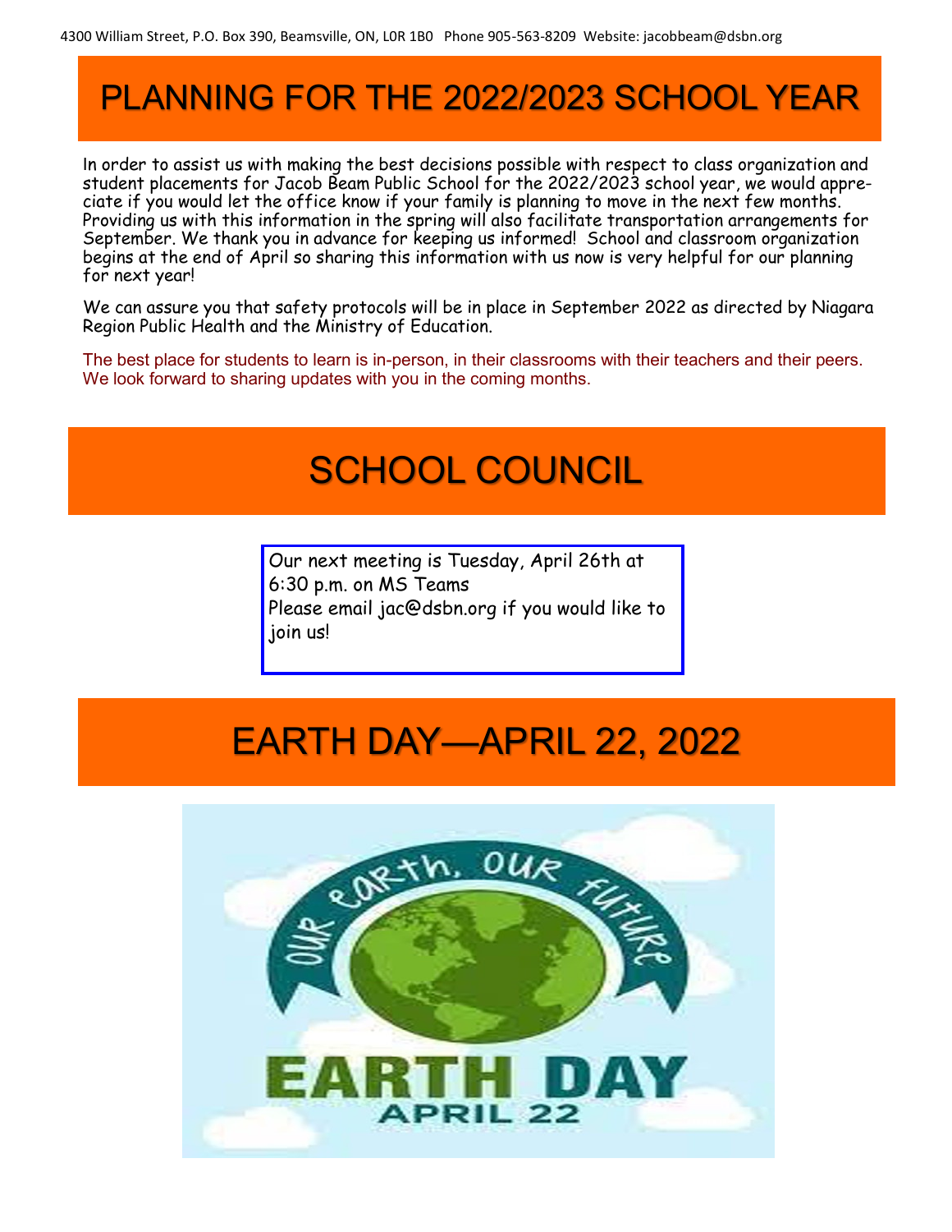4300 William Street, P.O. Box 390, Beamsville, ON, L0R 1B0 Phone 905-563-8209 Website: jacobbeam@dsbn.org

# PLANNING FOR THE 2022/2023 SCHOOL YEAR

In order to assist us with making the best decisions possible with respect to class organization and student placements for Jacob Beam Public School for the 2022/2023 school year, we would appreciate if you would let the office know if your family is planning to move in the next few months. Providing us with this information in the spring will also facilitate transportation arrangements for September. We thank you in advance for keeping us informed! School and classroom organization begins at the end of April so sharing this information with us now is very helpful for our planning for next year!

We can assure you that safety protocols will be in place in September 2022 as directed by Niagara Region Public Health and the Ministry of Education.

The best place for students to learn is in-person, in their classrooms with their teachers and their peers. We look forward to sharing updates with you in the coming months.

# SCHOOL COUNCIL

Our next meeting is Tuesday, April 26th at 6:30 p.m. on MS Teams
Please email jac@dsbn.org if you would like to join us!

# EARTH DAY—APRIL 22, 2022

OUR EARTH, OUR FUTURE

EARTH DAY
APRIL 22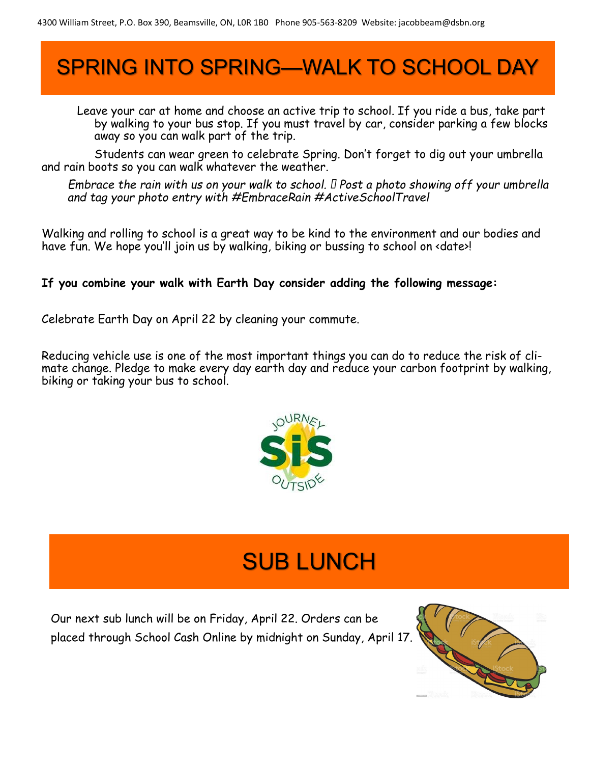4300 William Street, P.O. Box 390, Beamsville, ON, L0R 1B0 Phone 905-563-8209 Website: jacobbeam@dsbn.org

# SPRING INTO SPRING—WALK TO SCHOOL DAY

Leave your car at home and choose an active trip to school. If you ride a bus, take part by walking to your bus stop. If you must travel by car, consider parking a few blocks away so you can walk part of the trip.

Students can wear green to celebrate Spring. Don't forget to dig out your umbrella and rain boots so you can walk whatever the weather.

*Embrace the rain with us on your walk to school. Post a photo showing off your umbrella and tag your photo entry with #EmbraceRain #ActiveSchoolTravel*

Walking and rolling to school is a great way to be kind to the environment and our bodies and have fun. We hope you'll join us by walking, biking or bussing to school on <date>!

**If you combine your walk with Earth Day consider adding the following message:**

Celebrate Earth Day on April 22 by cleaning your commute.

Reducing vehicle use is one of the most important things you can do to reduce the risk of climate change. Pledge to make every day earth day and reduce your carbon footprint by walking, biking or taking your bus to school.

# SUB LUNCH

Our next sub lunch will be on Friday, April 22. Orders can be placed through School Cash Online by midnight on Sunday, April 17.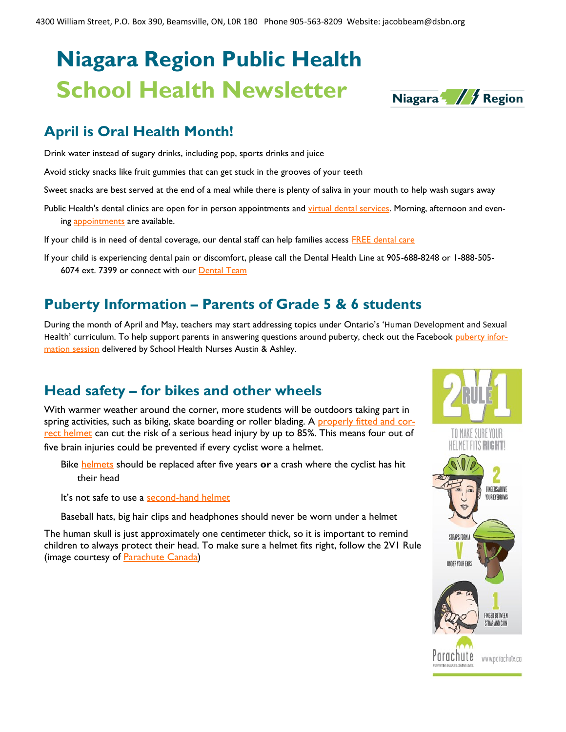4300 William Street, P.O. Box 390, Beamsville, ON, L0R 1B0 Phone 905-563-8209 Website: jacobbeam@dsbn.org

# Niagara Region Public Health School Health Newsletter

## April is Oral Health Month!

Drink water instead of sugary drinks, including pop, sports drinks and juice

Avoid sticky snacks like fruit gummies that can get stuck in the grooves of your teeth

Sweet snacks are best served at the end of a meal while there is plenty of saliva in your mouth to help wash sugars away

Public Health's dental clinics are open for in person appointments and virtual dental services. Morning, afternoon and evening appointments are available.

If your child is in need of dental coverage, our dental staff can help families access FREE dental care

If your child is experiencing dental pain or discomfort, please call the Dental Health Line at 905-688-8248 or 1-888-505-6074 ext. 7399 or connect with our Dental Team

## Puberty Information – Parents of Grade 5 & 6 students

During the month of April and May, teachers may start addressing topics under Ontario's 'Human Development and Sexual Health' curriculum. To help support parents in answering questions around puberty, check out the Facebook puberty information session delivered by School Health Nurses Austin & Ashley.

## Head safety – for bikes and other wheels

With warmer weather around the corner, more students will be outdoors taking part in spring activities, such as biking, skate boarding or roller blading. A properly fitted and correct helmet can cut the risk of a serious head injury by up to 85%. This means four out of five brain injuries could be prevented if every cyclist wore a helmet.

- Bike helmets should be replaced after five years **or** a crash where the cyclist has hit their head
- It's not safe to use a second-hand helmet
- Baseball hats, big hair clips and headphones should never be worn under a helmet

The human skull is just approximately one centimeter thick, so it is important to remind children to always protect their head. To make sure a helmet fits right, follow the 2V1 Rule (image courtesy of Parachute Canada)

2V1 RULE — TO MAKE SURE YOUR HELMET FITS RIGHT!

2 — FINGERS ABOVE YOUR EYEBROWS

V — STRAPS FORM A V UNDER YOUR EARS

1 — FINGER BETWEEN STRAP AND CHIN

Parachute — PREVENTING INJURIES. SAVING LIVES. www.parachute.ca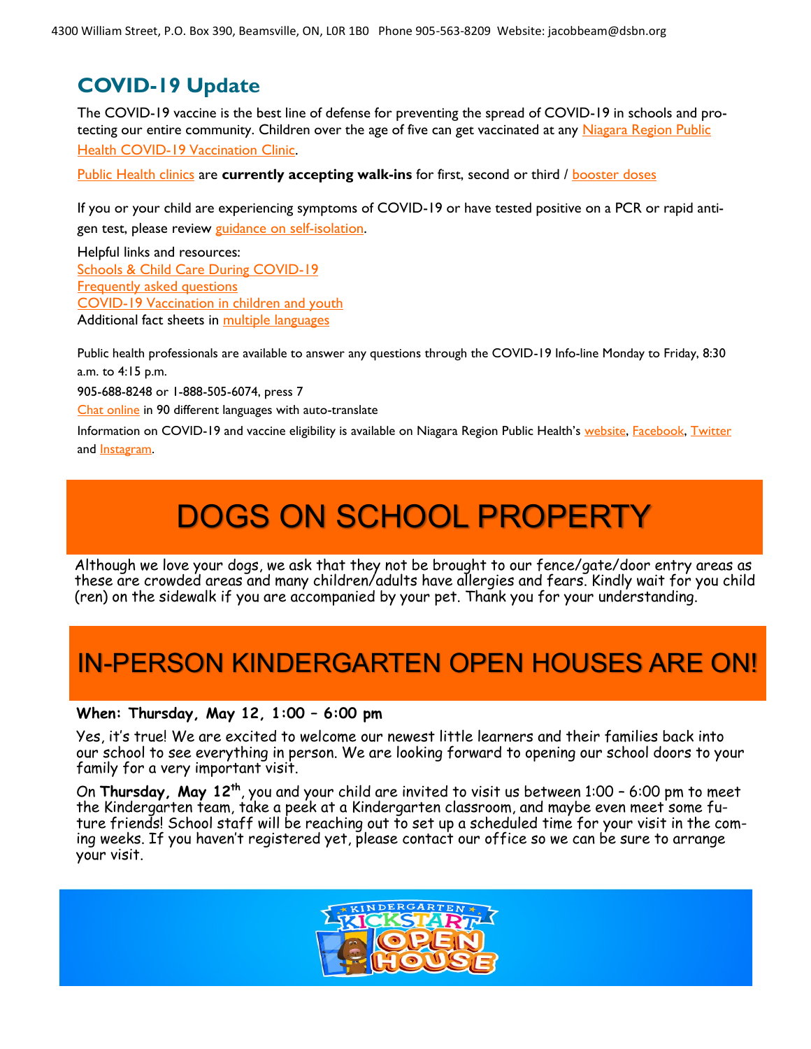4300 William Street, P.O. Box 390, Beamsville, ON, L0R 1B0 Phone 905-563-8209 Website: jacobbeam@dsbn.org

## COVID-19 Update

The COVID-19 vaccine is the best line of defense for preventing the spread of COVID-19 in schools and protecting our entire community. Children over the age of five can get vaccinated at any Niagara Region Public Health COVID-19 Vaccination Clinic.

Public Health clinics are **currently accepting walk-ins** for first, second or third / booster doses

If you or your child are experiencing symptoms of COVID-19 or have tested positive on a PCR or rapid antigen test, please review guidance on self-isolation.

Helpful links and resources:
Schools & Child Care During COVID-19
Frequently asked questions
COVID-19 Vaccination in children and youth
Additional fact sheets in multiple languages

Public health professionals are available to answer any questions through the COVID-19 Info-line Monday to Friday, 8:30 a.m. to 4:15 p.m.

905-688-8248 or 1-888-505-6074, press 7

Chat online in 90 different languages with auto-translate

Information on COVID-19 and vaccine eligibility is available on Niagara Region Public Health's website, Facebook, Twitter and Instagram.

# DOGS ON SCHOOL PROPERTY

Although we love your dogs, we ask that they not be brought to our fence/gate/door entry areas as these are crowded areas and many children/adults have allergies and fears. Kindly wait for you child (ren) on the sidewalk if you are accompanied by your pet. Thank you for your understanding.

# IN-PERSON KINDERGARTEN OPEN HOUSES ARE ON!

**When: Thursday, May 12, 1:00 – 6:00 pm**

Yes, it's true! We are excited to welcome our newest little learners and their families back into our school to see everything in person. We are looking forward to opening our school doors to your family for a very important visit.

On **Thursday, May 12th**, you and your child are invited to visit us between 1:00 – 6:00 pm to meet the Kindergarten team, take a peek at a Kindergarten classroom, and maybe even meet some future friends! School staff will be reaching out to set up a scheduled time for your visit in the coming weeks. If you haven't registered yet, please contact our office so we can be sure to arrange your visit.

KINDERGARTEN KICKSTART OPEN HOUSE